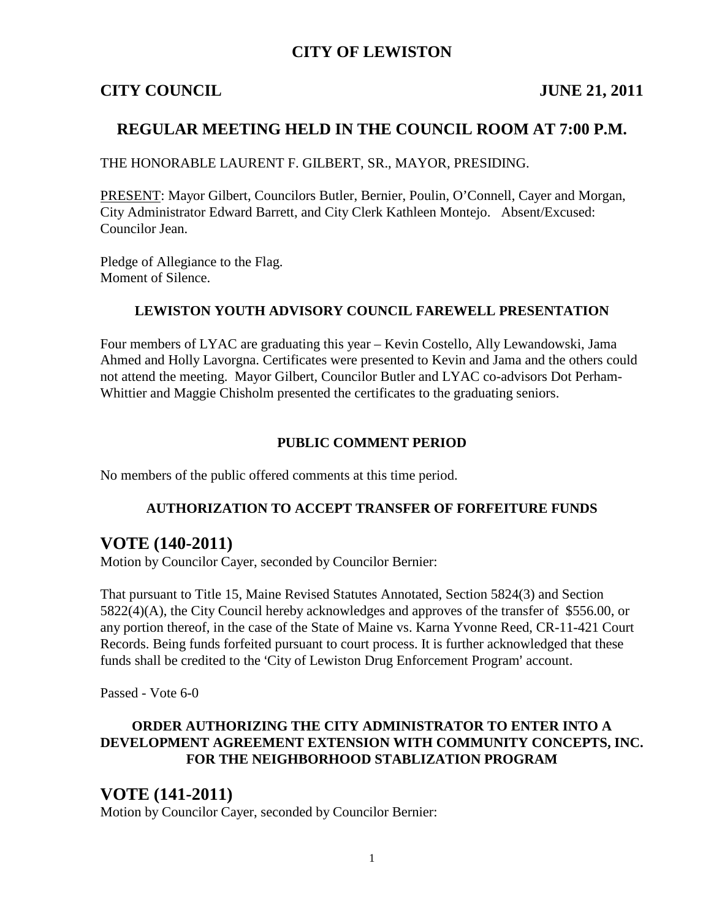# CITY OF LEWISTON

## CITY COUNCIL JUNE 21, 2011

## REGULAR MEETING HELD IN THE COUNCIL ROOM AT 7:00 P.M.

THE HONORABLE LAURENT F. GILBERT, SR., MAYOR, PRESIDING.

PRESENT: Mayor Gilbert, Councilors Butler, Bernier, Poulin, O'Connell, Cayer and Morgan, City Administrator Edward Barrett, and City Clerk Kathleen Montejo. Absent/Excused: Councilor Jean.

Pledge of Allegiance to the Flag.
Moment of Silence.

### LEWISTON YOUTH ADVISORY COUNCIL FAREWELL PRESENTATION

Four members of LYAC are graduating this year – Kevin Costello, Ally Lewandowski, Jama Ahmed and Holly Lavorgna. Certificates were presented to Kevin and Jama and the others could not attend the meeting. Mayor Gilbert, Councilor Butler and LYAC co-advisors Dot Perham-Whittier and Maggie Chisholm presented the certificates to the graduating seniors.

### PUBLIC COMMENT PERIOD

No members of the public offered comments at this time period.

### AUTHORIZATION TO ACCEPT TRANSFER OF FORFEITURE FUNDS

## VOTE (140-2011)

Motion by Councilor Cayer, seconded by Councilor Bernier:

That pursuant to Title 15, Maine Revised Statutes Annotated, Section 5824(3) and Section 5822(4)(A), the City Council hereby acknowledges and approves of the transfer of $556.00, or any portion thereof, in the case of the State of Maine vs. Karna Yvonne Reed, CR-11-421 Court Records. Being funds forfeited pursuant to court process. It is further acknowledged that these funds shall be credited to the 'City of Lewiston Drug Enforcement Program' account.

Passed - Vote 6-0

### ORDER AUTHORIZING THE CITY ADMINISTRATOR TO ENTER INTO A DEVELOPMENT AGREEMENT EXTENSION WITH COMMUNITY CONCEPTS, INC. FOR THE NEIGHBORHOOD STABLIZATION PROGRAM

## VOTE (141-2011)

Motion by Councilor Cayer, seconded by Councilor Bernier: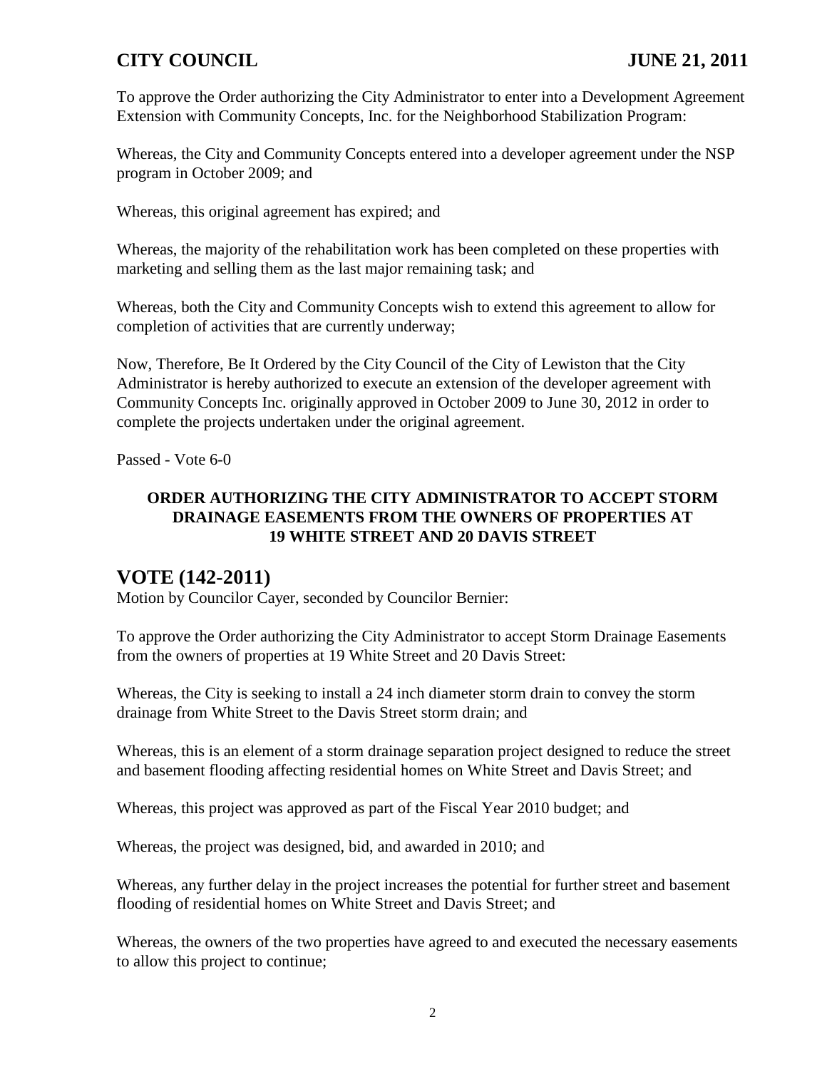To approve the Order authorizing the City Administrator to enter into a Development Agreement Extension with Community Concepts, Inc. for the Neighborhood Stabilization Program:

Whereas, the City and Community Concepts entered into a developer agreement under the NSP program in October 2009; and

Whereas, this original agreement has expired; and

Whereas, the majority of the rehabilitation work has been completed on these properties with marketing and selling them as the last major remaining task; and

Whereas, both the City and Community Concepts wish to extend this agreement to allow for completion of activities that are currently underway;

Now, Therefore, Be It Ordered by the City Council of the City of Lewiston that the City Administrator is hereby authorized to execute an extension of the developer agreement with Community Concepts Inc. originally approved in October 2009 to June 30, 2012 in order to complete the projects undertaken under the original agreement.

Passed - Vote 6-0

**ORDER AUTHORIZING THE CITY ADMINISTRATOR TO ACCEPT STORM DRAINAGE EASEMENTS FROM THE OWNERS OF PROPERTIES AT 19 WHITE STREET AND 20 DAVIS STREET**

## VOTE (142-2011)

Motion by Councilor Cayer, seconded by Councilor Bernier:

To approve the Order authorizing the City Administrator to accept Storm Drainage Easements from the owners of properties at 19 White Street and 20 Davis Street:

Whereas, the City is seeking to install a 24 inch diameter storm drain to convey the storm drainage from White Street to the Davis Street storm drain; and

Whereas, this is an element of a storm drainage separation project designed to reduce the street and basement flooding affecting residential homes on White Street and Davis Street; and

Whereas, this project was approved as part of the Fiscal Year 2010 budget; and

Whereas, the project was designed, bid, and awarded in 2010; and

Whereas, any further delay in the project increases the potential for further street and basement flooding of residential homes on White Street and Davis Street; and

Whereas, the owners of the two properties have agreed to and executed the necessary easements to allow this project to continue;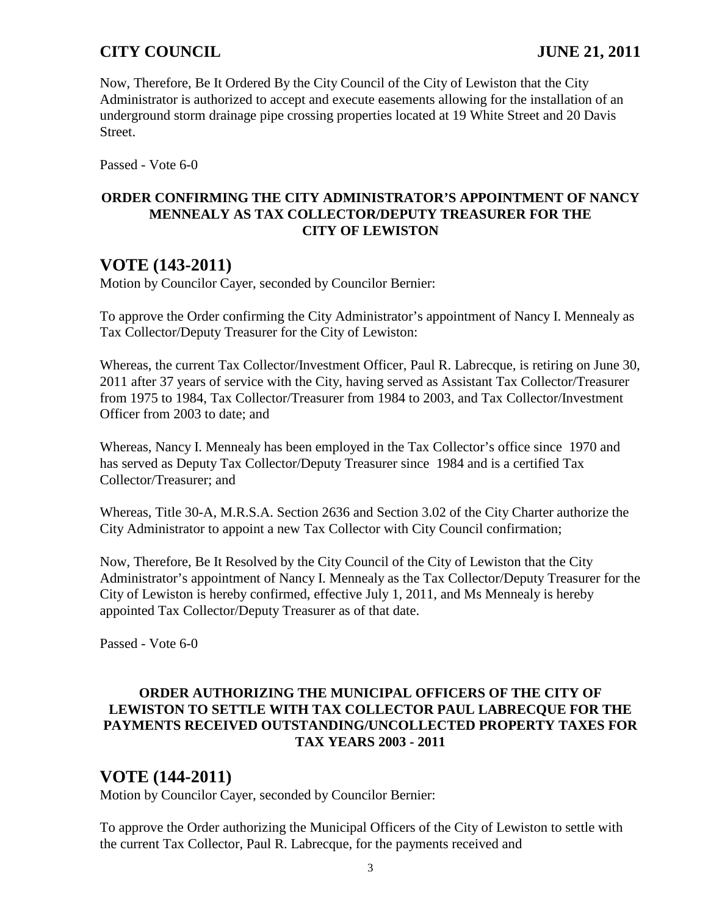Now, Therefore, Be It Ordered By the City Council of the City of Lewiston that the City Administrator is authorized to accept and execute easements allowing for the installation of an underground storm drainage pipe crossing properties located at 19 White Street and 20 Davis Street.

Passed - Vote 6-0

**ORDER CONFIRMING THE CITY ADMINISTRATOR'S APPOINTMENT OF NANCY MENNEALY AS TAX COLLECTOR/DEPUTY TREASURER FOR THE CITY OF LEWISTON**

## VOTE (143-2011)

Motion by Councilor Cayer, seconded by Councilor Bernier:

To approve the Order confirming the City Administrator's appointment of Nancy I. Mennealy as Tax Collector/Deputy Treasurer for the City of Lewiston:

Whereas, the current Tax Collector/Investment Officer, Paul R. Labrecque, is retiring on June 30, 2011 after 37 years of service with the City, having served as Assistant Tax Collector/Treasurer from 1975 to 1984, Tax Collector/Treasurer from 1984 to 2003, and Tax Collector/Investment Officer from 2003 to date; and

Whereas, Nancy I. Mennealy has been employed in the Tax Collector's office since 1970 and has served as Deputy Tax Collector/Deputy Treasurer since 1984 and is a certified Tax Collector/Treasurer; and

Whereas, Title 30-A, M.R.S.A. Section 2636 and Section 3.02 of the City Charter authorize the City Administrator to appoint a new Tax Collector with City Council confirmation;

Now, Therefore, Be It Resolved by the City Council of the City of Lewiston that the City Administrator's appointment of Nancy I. Mennealy as the Tax Collector/Deputy Treasurer for the City of Lewiston is hereby confirmed, effective July 1, 2011, and Ms Mennealy is hereby appointed Tax Collector/Deputy Treasurer as of that date.

Passed - Vote 6-0

**ORDER AUTHORIZING THE MUNICIPAL OFFICERS OF THE CITY OF LEWISTON TO SETTLE WITH TAX COLLECTOR PAUL LABRECQUE FOR THE PAYMENTS RECEIVED OUTSTANDING/UNCOLLECTED PROPERTY TAXES FOR TAX YEARS 2003 - 2011**

## VOTE (144-2011)

Motion by Councilor Cayer, seconded by Councilor Bernier:

To approve the Order authorizing the Municipal Officers of the City of Lewiston to settle with the current Tax Collector, Paul R. Labrecque, for the payments received and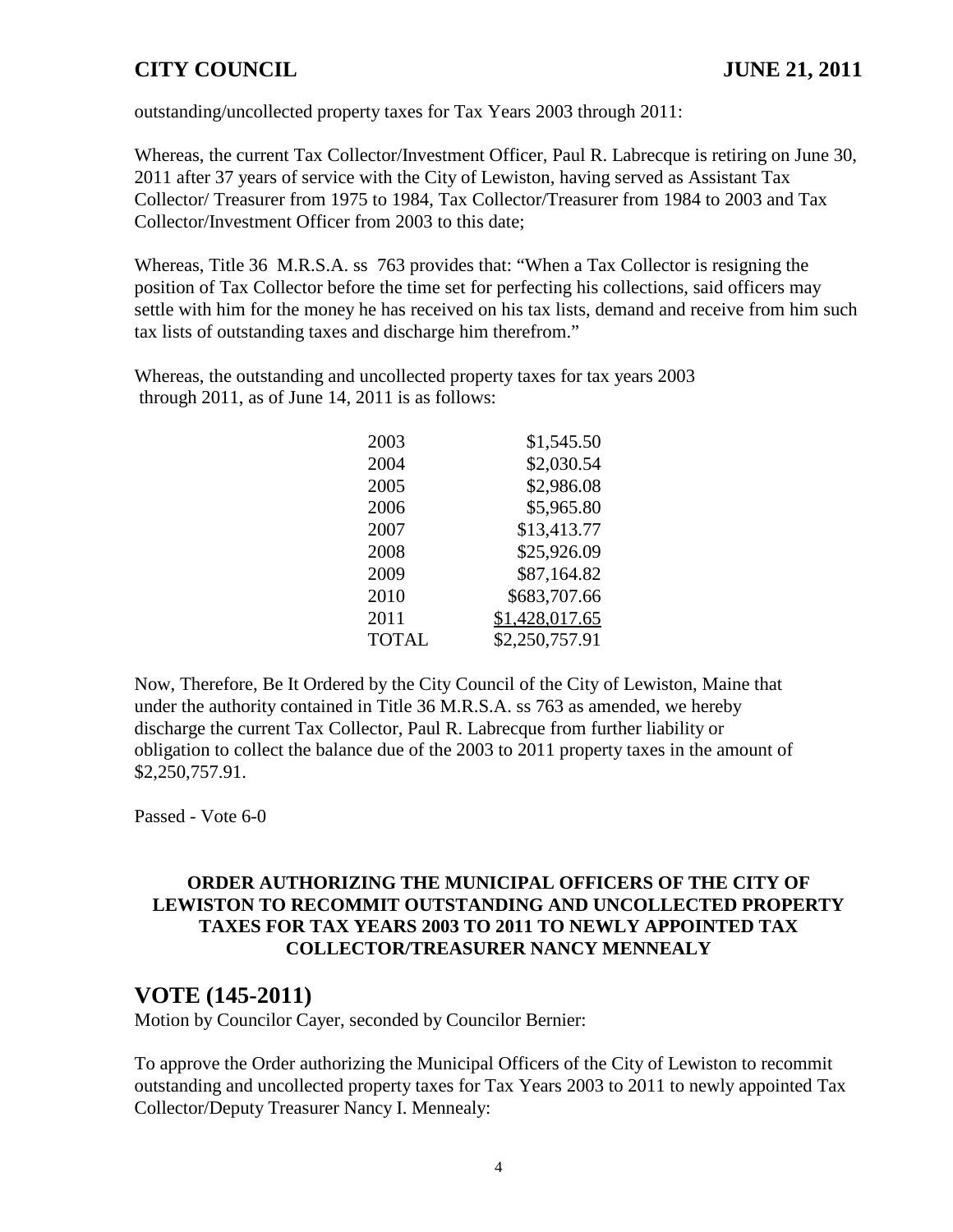outstanding/uncollected property taxes for Tax Years 2003 through 2011:

Whereas, the current Tax Collector/Investment Officer, Paul R. Labrecque is retiring on June 30, 2011 after 37 years of service with the City of Lewiston, having served as Assistant Tax Collector/ Treasurer from 1975 to 1984, Tax Collector/Treasurer from 1984 to 2003 and Tax Collector/Investment Officer from 2003 to this date;

Whereas, Title 36 M.R.S.A. ss 763 provides that: "When a Tax Collector is resigning the position of Tax Collector before the time set for perfecting his collections, said officers may settle with him for the money he has received on his tax lists, demand and receive from him such tax lists of outstanding taxes and discharge him therefrom."

Whereas, the outstanding and uncollected property taxes for tax years 2003 through 2011, as of June 14, 2011 is as follows:

| | |
|---|---|
| 2003 | $1,545.50 |
| 2004 | $2,030.54 |
| 2005 | $2,986.08 |
| 2006 | $5,965.80 |
| 2007 | $13,413.77 |
| 2008 | $25,926.09 |
| 2009 | $87,164.82 |
| 2010 | $683,707.66 |
| 2011 | $1,428,017.65 |
| TOTAL | $2,250,757.91 |

Now, Therefore, Be It Ordered by the City Council of the City of Lewiston, Maine that under the authority contained in Title 36 M.R.S.A. ss 763 as amended, we hereby discharge the current Tax Collector, Paul R. Labrecque from further liability or obligation to collect the balance due of the 2003 to 2011 property taxes in the amount of $2,250,757.91.

Passed - Vote 6-0

**ORDER AUTHORIZING THE MUNICIPAL OFFICERS OF THE CITY OF LEWISTON TO RECOMMIT OUTSTANDING AND UNCOLLECTED PROPERTY TAXES FOR TAX YEARS 2003 TO 2011 TO NEWLY APPOINTED TAX COLLECTOR/TREASURER NANCY MENNEALY**

## VOTE (145-2011)

Motion by Councilor Cayer, seconded by Councilor Bernier:

To approve the Order authorizing the Municipal Officers of the City of Lewiston to recommit outstanding and uncollected property taxes for Tax Years 2003 to 2011 to newly appointed Tax Collector/Deputy Treasurer Nancy I. Mennealy: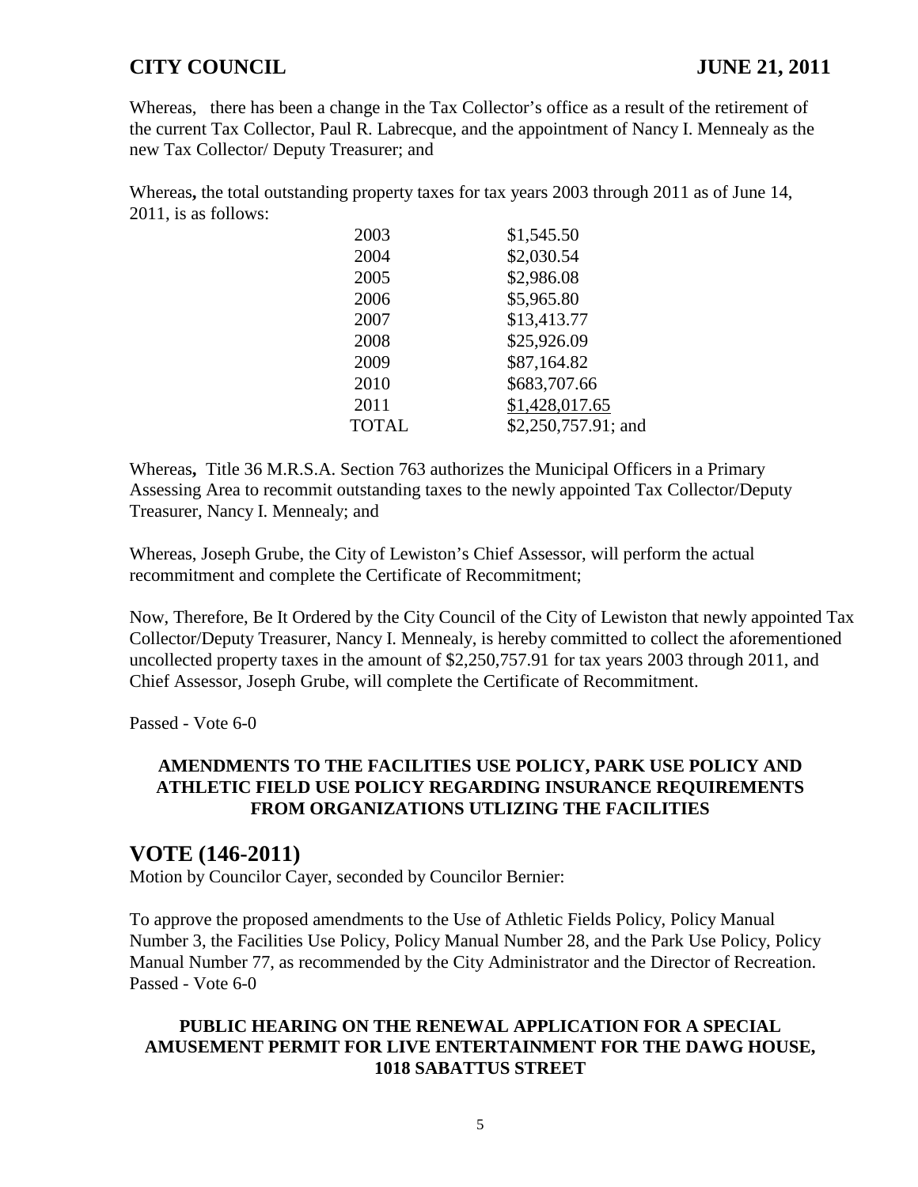Whereas, there has been a change in the Tax Collector's office as a result of the retirement of the current Tax Collector, Paul R. Labrecque, and the appointment of Nancy I. Mennealy as the new Tax Collector/ Deputy Treasurer; and

Whereas**,** the total outstanding property taxes for tax years 2003 through 2011 as of June 14, 2011, is as follows:

| | |
|---|---|
| 2003 | $1,545.50 |
| 2004 | $2,030.54 |
| 2005 | $2,986.08 |
| 2006 | $5,965.80 |
| 2007 | $13,413.77 |
| 2008 | $25,926.09 |
| 2009 | $87,164.82 |
| 2010 | $683,707.66 |
| 2011 | $1,428,017.65 |
| TOTAL | $2,250,757.91; and |

Whereas**,** Title 36 M.R.S.A. Section 763 authorizes the Municipal Officers in a Primary Assessing Area to recommit outstanding taxes to the newly appointed Tax Collector/Deputy Treasurer, Nancy I. Mennealy; and

Whereas, Joseph Grube, the City of Lewiston's Chief Assessor, will perform the actual recommitment and complete the Certificate of Recommitment;

Now, Therefore, Be It Ordered by the City Council of the City of Lewiston that newly appointed Tax Collector/Deputy Treasurer, Nancy I. Mennealy, is hereby committed to collect the aforementioned uncollected property taxes in the amount of $2,250,757.91 for tax years 2003 through 2011, and Chief Assessor, Joseph Grube, will complete the Certificate of Recommitment.

Passed - Vote 6-0

### AMENDMENTS TO THE FACILITIES USE POLICY, PARK USE POLICY AND ATHLETIC FIELD USE POLICY REGARDING INSURANCE REQUIREMENTS FROM ORGANIZATIONS UTLIZING THE FACILITIES

## VOTE (146-2011)

Motion by Councilor Cayer, seconded by Councilor Bernier:

To approve the proposed amendments to the Use of Athletic Fields Policy, Policy Manual Number 3, the Facilities Use Policy, Policy Manual Number 28, and the Park Use Policy, Policy Manual Number 77, as recommended by the City Administrator and the Director of Recreation.
Passed - Vote 6-0

### PUBLIC HEARING ON THE RENEWAL APPLICATION FOR A SPECIAL AMUSEMENT PERMIT FOR LIVE ENTERTAINMENT FOR THE DAWG HOUSE, 1018 SABATTUS STREET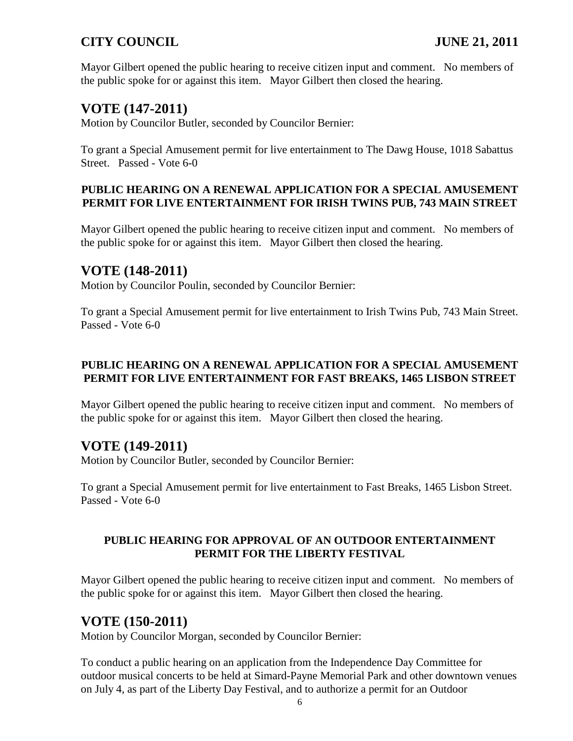Mayor Gilbert opened the public hearing to receive citizen input and comment. No members of the public spoke for or against this item. Mayor Gilbert then closed the hearing.

## VOTE (147-2011)

Motion by Councilor Butler, seconded by Councilor Bernier:

To grant a Special Amusement permit for live entertainment to The Dawg House, 1018 Sabattus Street. Passed - Vote 6-0

**PUBLIC HEARING ON A RENEWAL APPLICATION FOR A SPECIAL AMUSEMENT PERMIT FOR LIVE ENTERTAINMENT FOR IRISH TWINS PUB, 743 MAIN STREET**

Mayor Gilbert opened the public hearing to receive citizen input and comment. No members of the public spoke for or against this item. Mayor Gilbert then closed the hearing.

## VOTE (148-2011)

Motion by Councilor Poulin, seconded by Councilor Bernier:

To grant a Special Amusement permit for live entertainment to Irish Twins Pub, 743 Main Street. Passed - Vote 6-0

**PUBLIC HEARING ON A RENEWAL APPLICATION FOR A SPECIAL AMUSEMENT PERMIT FOR LIVE ENTERTAINMENT FOR FAST BREAKS, 1465 LISBON STREET**

Mayor Gilbert opened the public hearing to receive citizen input and comment. No members of the public spoke for or against this item. Mayor Gilbert then closed the hearing.

## VOTE (149-2011)

Motion by Councilor Butler, seconded by Councilor Bernier:

To grant a Special Amusement permit for live entertainment to Fast Breaks, 1465 Lisbon Street. Passed - Vote 6-0

**PUBLIC HEARING FOR APPROVAL OF AN OUTDOOR ENTERTAINMENT PERMIT FOR THE LIBERTY FESTIVAL**

Mayor Gilbert opened the public hearing to receive citizen input and comment. No members of the public spoke for or against this item. Mayor Gilbert then closed the hearing.

## VOTE (150-2011)

Motion by Councilor Morgan, seconded by Councilor Bernier:

To conduct a public hearing on an application from the Independence Day Committee for outdoor musical concerts to be held at Simard-Payne Memorial Park and other downtown venues on July 4, as part of the Liberty Day Festival, and to authorize a permit for an Outdoor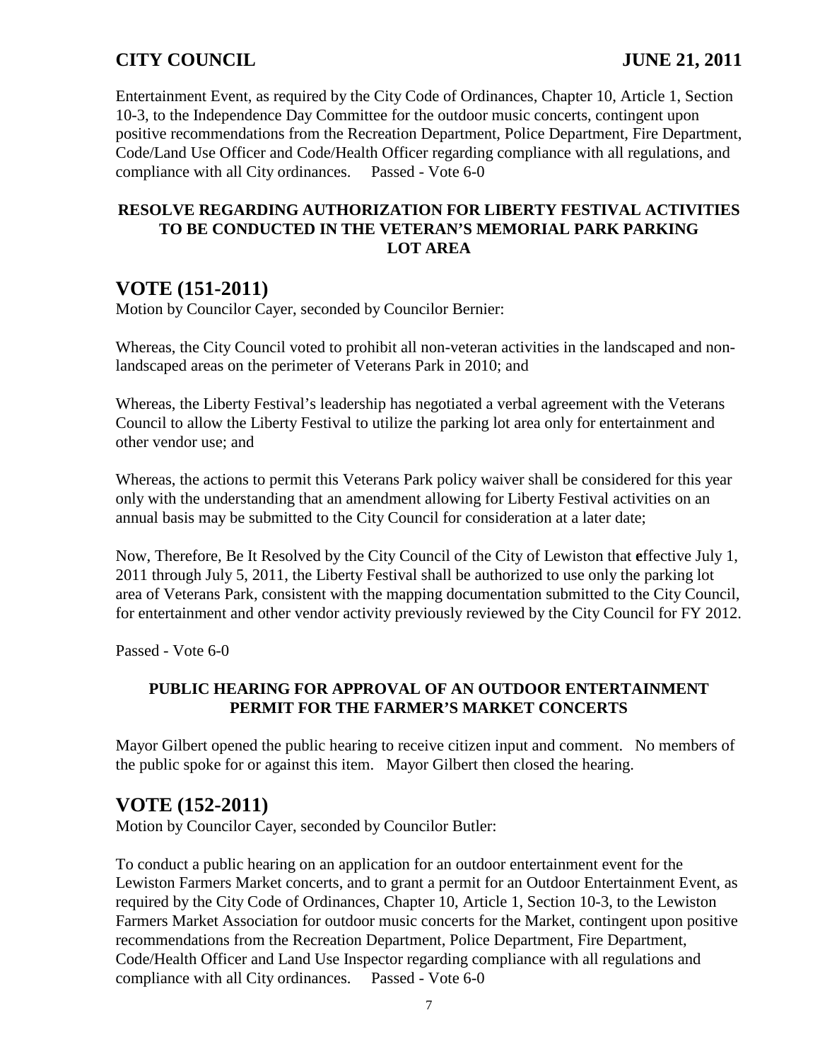Entertainment Event, as required by the City Code of Ordinances, Chapter 10, Article 1, Section 10-3, to the Independence Day Committee for the outdoor music concerts, contingent upon positive recommendations from the Recreation Department, Police Department, Fire Department, Code/Land Use Officer and Code/Health Officer regarding compliance with all regulations, and compliance with all City ordinances. Passed - Vote 6-0

**RESOLVE REGARDING AUTHORIZATION FOR LIBERTY FESTIVAL ACTIVITIES TO BE CONDUCTED IN THE VETERAN'S MEMORIAL PARK PARKING LOT AREA**

# VOTE (151-2011)

Motion by Councilor Cayer, seconded by Councilor Bernier:

Whereas, the City Council voted to prohibit all non-veteran activities in the landscaped and non-landscaped areas on the perimeter of Veterans Park in 2010; and

Whereas, the Liberty Festival's leadership has negotiated a verbal agreement with the Veterans Council to allow the Liberty Festival to utilize the parking lot area only for entertainment and other vendor use; and

Whereas, the actions to permit this Veterans Park policy waiver shall be considered for this year only with the understanding that an amendment allowing for Liberty Festival activities on an annual basis may be submitted to the City Council for consideration at a later date;

Now, Therefore, Be It Resolved by the City Council of the City of Lewiston that **e**ffective July 1, 2011 through July 5, 2011, the Liberty Festival shall be authorized to use only the parking lot area of Veterans Park, consistent with the mapping documentation submitted to the City Council, for entertainment and other vendor activity previously reviewed by the City Council for FY 2012.

Passed - Vote 6-0

**PUBLIC HEARING FOR APPROVAL OF AN OUTDOOR ENTERTAINMENT PERMIT FOR THE FARMER'S MARKET CONCERTS**

Mayor Gilbert opened the public hearing to receive citizen input and comment. No members of the public spoke for or against this item. Mayor Gilbert then closed the hearing.

# VOTE (152-2011)

Motion by Councilor Cayer, seconded by Councilor Butler:

To conduct a public hearing on an application for an outdoor entertainment event for the Lewiston Farmers Market concerts, and to grant a permit for an Outdoor Entertainment Event, as required by the City Code of Ordinances, Chapter 10, Article 1, Section 10-3, to the Lewiston Farmers Market Association for outdoor music concerts for the Market, contingent upon positive recommendations from the Recreation Department, Police Department, Fire Department, Code/Health Officer and Land Use Inspector regarding compliance with all regulations and compliance with all City ordinances. Passed - Vote 6-0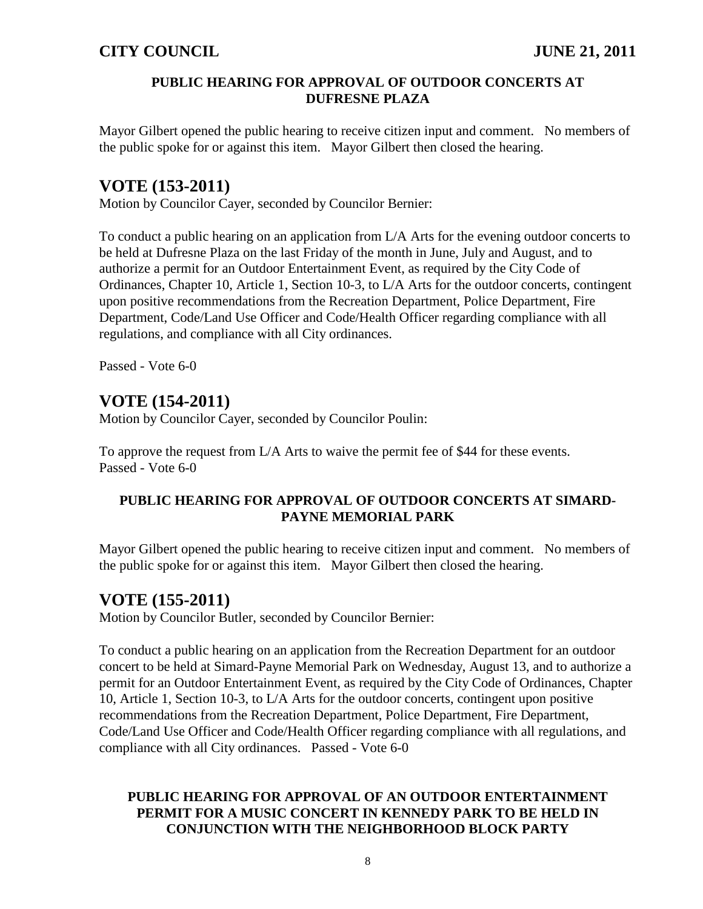#### PUBLIC HEARING FOR APPROVAL OF OUTDOOR CONCERTS AT DUFRESNE PLAZA

Mayor Gilbert opened the public hearing to receive citizen input and comment. No members of the public spoke for or against this item. Mayor Gilbert then closed the hearing.

## VOTE (153-2011)

Motion by Councilor Cayer, seconded by Councilor Bernier:

To conduct a public hearing on an application from L/A Arts for the evening outdoor concerts to be held at Dufresne Plaza on the last Friday of the month in June, July and August, and to authorize a permit for an Outdoor Entertainment Event, as required by the City Code of Ordinances, Chapter 10, Article 1, Section 10-3, to L/A Arts for the outdoor concerts, contingent upon positive recommendations from the Recreation Department, Police Department, Fire Department, Code/Land Use Officer and Code/Health Officer regarding compliance with all regulations, and compliance with all City ordinances.

Passed - Vote 6-0

## VOTE (154-2011)

Motion by Councilor Cayer, seconded by Councilor Poulin:

To approve the request from L/A Arts to waive the permit fee of $44 for these events.
Passed - Vote 6-0

#### PUBLIC HEARING FOR APPROVAL OF OUTDOOR CONCERTS AT SIMARD-PAYNE MEMORIAL PARK

Mayor Gilbert opened the public hearing to receive citizen input and comment. No members of the public spoke for or against this item. Mayor Gilbert then closed the hearing.

## VOTE (155-2011)

Motion by Councilor Butler, seconded by Councilor Bernier:

To conduct a public hearing on an application from the Recreation Department for an outdoor concert to be held at Simard-Payne Memorial Park on Wednesday, August 13, and to authorize a permit for an Outdoor Entertainment Event, as required by the City Code of Ordinances, Chapter 10, Article 1, Section 10-3, to L/A Arts for the outdoor concerts, contingent upon positive recommendations from the Recreation Department, Police Department, Fire Department, Code/Land Use Officer and Code/Health Officer regarding compliance with all regulations, and compliance with all City ordinances. Passed - Vote 6-0

#### PUBLIC HEARING FOR APPROVAL OF AN OUTDOOR ENTERTAINMENT PERMIT FOR A MUSIC CONCERT IN KENNEDY PARK TO BE HELD IN CONJUNCTION WITH THE NEIGHBORHOOD BLOCK PARTY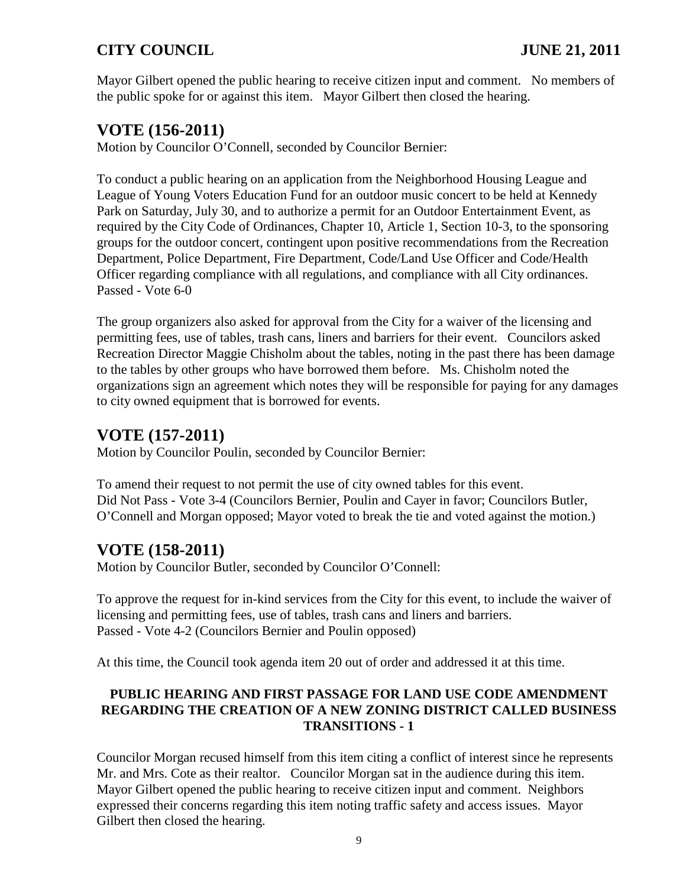Mayor Gilbert opened the public hearing to receive citizen input and comment. No members of the public spoke for or against this item. Mayor Gilbert then closed the hearing.

## VOTE (156-2011)

Motion by Councilor O'Connell, seconded by Councilor Bernier:

To conduct a public hearing on an application from the Neighborhood Housing League and League of Young Voters Education Fund for an outdoor music concert to be held at Kennedy Park on Saturday, July 30, and to authorize a permit for an Outdoor Entertainment Event, as required by the City Code of Ordinances, Chapter 10, Article 1, Section 10-3, to the sponsoring groups for the outdoor concert, contingent upon positive recommendations from the Recreation Department, Police Department, Fire Department, Code/Land Use Officer and Code/Health Officer regarding compliance with all regulations, and compliance with all City ordinances.
Passed - Vote 6-0

The group organizers also asked for approval from the City for a waiver of the licensing and permitting fees, use of tables, trash cans, liners and barriers for their event. Councilors asked Recreation Director Maggie Chisholm about the tables, noting in the past there has been damage to the tables by other groups who have borrowed them before. Ms. Chisholm noted the organizations sign an agreement which notes they will be responsible for paying for any damages to city owned equipment that is borrowed for events.

## VOTE (157-2011)

Motion by Councilor Poulin, seconded by Councilor Bernier:

To amend their request to not permit the use of city owned tables for this event.
Did Not Pass - Vote 3-4 (Councilors Bernier, Poulin and Cayer in favor; Councilors Butler, O'Connell and Morgan opposed; Mayor voted to break the tie and voted against the motion.)

## VOTE (158-2011)

Motion by Councilor Butler, seconded by Councilor O'Connell:

To approve the request for in-kind services from the City for this event, to include the waiver of licensing and permitting fees, use of tables, trash cans and liners and barriers.
Passed - Vote 4-2 (Councilors Bernier and Poulin opposed)

At this time, the Council took agenda item 20 out of order and addressed it at this time.

### PUBLIC HEARING AND FIRST PASSAGE FOR LAND USE CODE AMENDMENT REGARDING THE CREATION OF A NEW ZONING DISTRICT CALLED BUSINESS TRANSITIONS - 1

Councilor Morgan recused himself from this item citing a conflict of interest since he represents Mr. and Mrs. Cote as their realtor. Councilor Morgan sat in the audience during this item. Mayor Gilbert opened the public hearing to receive citizen input and comment. Neighbors expressed their concerns regarding this item noting traffic safety and access issues. Mayor Gilbert then closed the hearing.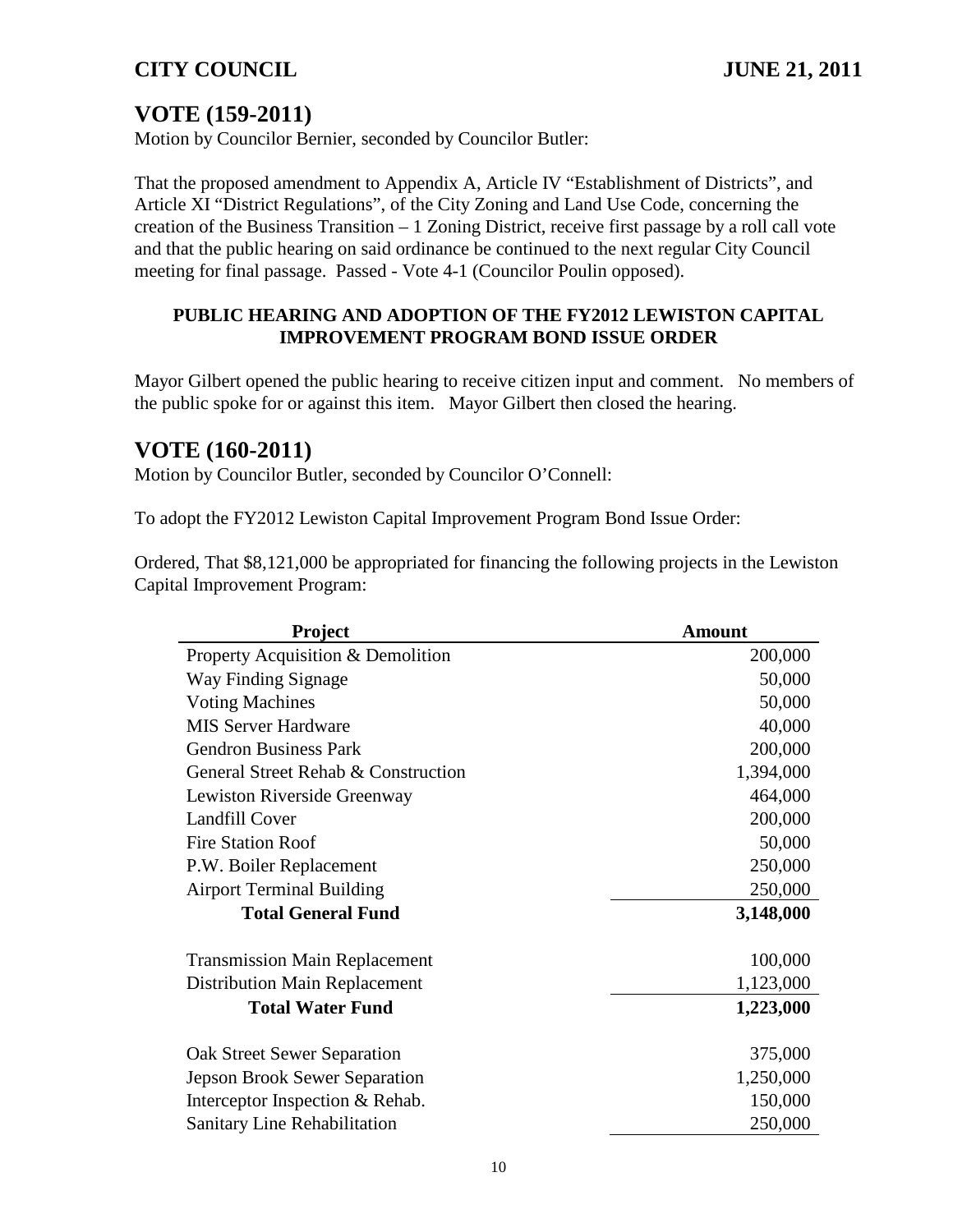## VOTE (159-2011)

Motion by Councilor Bernier, seconded by Councilor Butler:

That the proposed amendment to Appendix A, Article IV "Establishment of Districts", and Article XI "District Regulations", of the City Zoning and Land Use Code, concerning the creation of the Business Transition – 1 Zoning District, receive first passage by a roll call vote and that the public hearing on said ordinance be continued to the next regular City Council meeting for final passage. Passed - Vote 4-1 (Councilor Poulin opposed).

### PUBLIC HEARING AND ADOPTION OF THE FY2012 LEWISTON CAPITAL IMPROVEMENT PROGRAM BOND ISSUE ORDER

Mayor Gilbert opened the public hearing to receive citizen input and comment. No members of the public spoke for or against this item. Mayor Gilbert then closed the hearing.

## VOTE (160-2011)

Motion by Councilor Butler, seconded by Councilor O'Connell:

To adopt the FY2012 Lewiston Capital Improvement Program Bond Issue Order:

Ordered, That $8,121,000 be appropriated for financing the following projects in the Lewiston Capital Improvement Program:

| Project | Amount |
|---|---|
| Property Acquisition & Demolition | 200,000 |
| Way Finding Signage | 50,000 |
| Voting Machines | 50,000 |
| MIS Server Hardware | 40,000 |
| Gendron Business Park | 200,000 |
| General Street Rehab & Construction | 1,394,000 |
| Lewiston Riverside Greenway | 464,000 |
| Landfill Cover | 200,000 |
| Fire Station Roof | 50,000 |
| P.W. Boiler Replacement | 250,000 |
| Airport Terminal Building | 250,000 |
| **Total General Fund** | **3,148,000** |
| | |
| Transmission Main Replacement | 100,000 |
| Distribution Main Replacement | 1,123,000 |
| **Total Water Fund** | **1,223,000** |
| | |
| Oak Street Sewer Separation | 375,000 |
| Jepson Brook Sewer Separation | 1,250,000 |
| Interceptor Inspection & Rehab. | 150,000 |
| Sanitary Line Rehabilitation | 250,000 |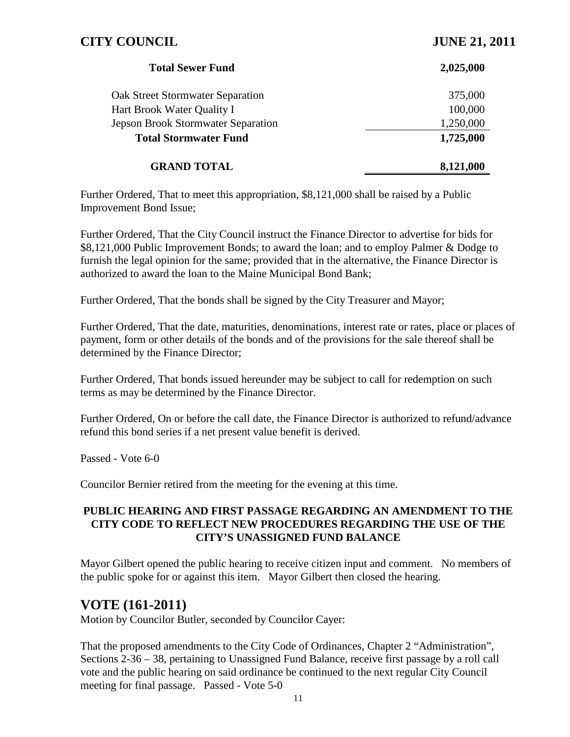| | |
|---|---|
| **Total Sewer Fund** | **2,025,000** |
| Oak Street Stormwater Separation | 375,000 |
| Hart Brook Water Quality I | 100,000 |
| Jepson Brook Stormwater Separation | 1,250,000 |
| **Total Stormwater Fund** | **1,725,000** |
| **GRAND TOTAL** | **8,121,000** |

Further Ordered, That to meet this appropriation, \$8,121,000 shall be raised by a Public Improvement Bond Issue;

Further Ordered, That the City Council instruct the Finance Director to advertise for bids for \$8,121,000 Public Improvement Bonds; to award the loan; and to employ Palmer & Dodge to furnish the legal opinion for the same; provided that in the alternative, the Finance Director is authorized to award the loan to the Maine Municipal Bond Bank;

Further Ordered, That the bonds shall be signed by the City Treasurer and Mayor;

Further Ordered, That the date, maturities, denominations, interest rate or rates, place or places of payment, form or other details of the bonds and of the provisions for the sale thereof shall be determined by the Finance Director;

Further Ordered, That bonds issued hereunder may be subject to call for redemption on such terms as may be determined by the Finance Director.

Further Ordered, On or before the call date, the Finance Director is authorized to refund/advance refund this bond series if a net present value benefit is derived.

Passed - Vote 6-0

Councilor Bernier retired from the meeting for the evening at this time.

**PUBLIC HEARING AND FIRST PASSAGE REGARDING AN AMENDMENT TO THE CITY CODE TO REFLECT NEW PROCEDURES REGARDING THE USE OF THE CITY'S UNASSIGNED FUND BALANCE**

Mayor Gilbert opened the public hearing to receive citizen input and comment. No members of the public spoke for or against this item. Mayor Gilbert then closed the hearing.

## VOTE (161-2011)

Motion by Councilor Butler, seconded by Councilor Cayer:

That the proposed amendments to the City Code of Ordinances, Chapter 2 "Administration", Sections 2-36 – 38, pertaining to Unassigned Fund Balance, receive first passage by a roll call vote and the public hearing on said ordinance be continued to the next regular City Council meeting for final passage. Passed - Vote 5-0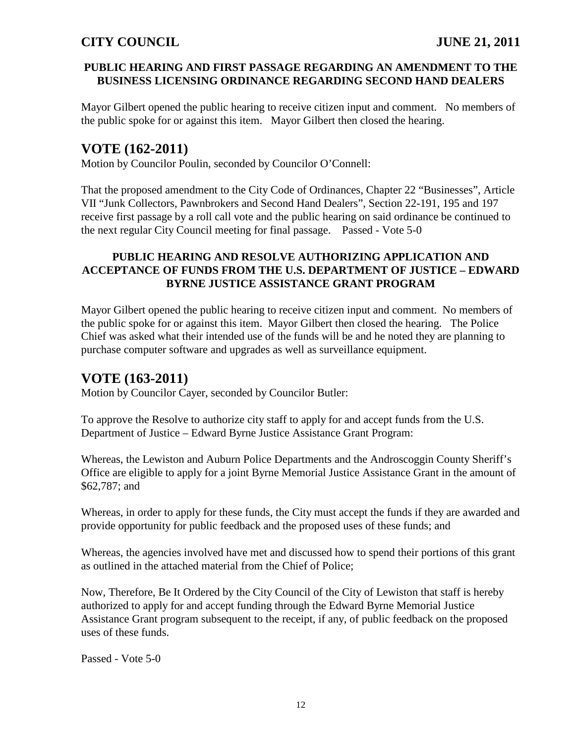**PUBLIC HEARING AND FIRST PASSAGE REGARDING AN AMENDMENT TO THE BUSINESS LICENSING ORDINANCE REGARDING SECOND HAND DEALERS**

Mayor Gilbert opened the public hearing to receive citizen input and comment. No members of the public spoke for or against this item. Mayor Gilbert then closed the hearing.

## VOTE (162-2011)

Motion by Councilor Poulin, seconded by Councilor O'Connell:

That the proposed amendment to the City Code of Ordinances, Chapter 22 "Businesses", Article VII "Junk Collectors, Pawnbrokers and Second Hand Dealers", Section 22-191, 195 and 197 receive first passage by a roll call vote and the public hearing on said ordinance be continued to the next regular City Council meeting for final passage. Passed - Vote 5-0

**PUBLIC HEARING AND RESOLVE AUTHORIZING APPLICATION AND ACCEPTANCE OF FUNDS FROM THE U.S. DEPARTMENT OF JUSTICE – EDWARD BYRNE JUSTICE ASSISTANCE GRANT PROGRAM**

Mayor Gilbert opened the public hearing to receive citizen input and comment. No members of the public spoke for or against this item. Mayor Gilbert then closed the hearing. The Police Chief was asked what their intended use of the funds will be and he noted they are planning to purchase computer software and upgrades as well as surveillance equipment.

## VOTE (163-2011)

Motion by Councilor Cayer, seconded by Councilor Butler:

To approve the Resolve to authorize city staff to apply for and accept funds from the U.S. Department of Justice – Edward Byrne Justice Assistance Grant Program:

Whereas, the Lewiston and Auburn Police Departments and the Androscoggin County Sheriff's Office are eligible to apply for a joint Byrne Memorial Justice Assistance Grant in the amount of $62,787; and

Whereas, in order to apply for these funds, the City must accept the funds if they are awarded and provide opportunity for public feedback and the proposed uses of these funds; and

Whereas, the agencies involved have met and discussed how to spend their portions of this grant as outlined in the attached material from the Chief of Police;

Now, Therefore, Be It Ordered by the City Council of the City of Lewiston that staff is hereby authorized to apply for and accept funding through the Edward Byrne Memorial Justice Assistance Grant program subsequent to the receipt, if any, of public feedback on the proposed uses of these funds.

Passed - Vote 5-0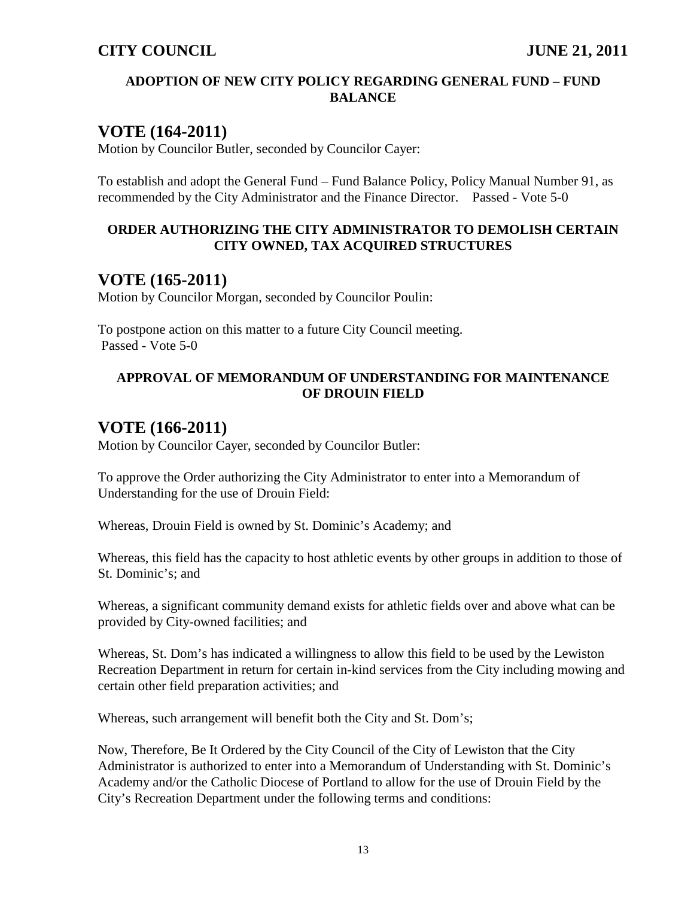### ADOPTION OF NEW CITY POLICY REGARDING GENERAL FUND – FUND BALANCE

## VOTE (164-2011)

Motion by Councilor Butler, seconded by Councilor Cayer:

To establish and adopt the General Fund – Fund Balance Policy, Policy Manual Number 91, as recommended by the City Administrator and the Finance Director. Passed - Vote 5-0

### ORDER AUTHORIZING THE CITY ADMINISTRATOR TO DEMOLISH CERTAIN CITY OWNED, TAX ACQUIRED STRUCTURES

## VOTE (165-2011)

Motion by Councilor Morgan, seconded by Councilor Poulin:

To postpone action on this matter to a future City Council meeting.
Passed - Vote 5-0

### APPROVAL OF MEMORANDUM OF UNDERSTANDING FOR MAINTENANCE OF DROUIN FIELD

## VOTE (166-2011)

Motion by Councilor Cayer, seconded by Councilor Butler:

To approve the Order authorizing the City Administrator to enter into a Memorandum of Understanding for the use of Drouin Field:

Whereas, Drouin Field is owned by St. Dominic's Academy; and

Whereas, this field has the capacity to host athletic events by other groups in addition to those of St. Dominic's; and

Whereas, a significant community demand exists for athletic fields over and above what can be provided by City-owned facilities; and

Whereas, St. Dom's has indicated a willingness to allow this field to be used by the Lewiston Recreation Department in return for certain in-kind services from the City including mowing and certain other field preparation activities; and

Whereas, such arrangement will benefit both the City and St. Dom's;

Now, Therefore, Be It Ordered by the City Council of the City of Lewiston that the City Administrator is authorized to enter into a Memorandum of Understanding with St. Dominic's Academy and/or the Catholic Diocese of Portland to allow for the use of Drouin Field by the City's Recreation Department under the following terms and conditions: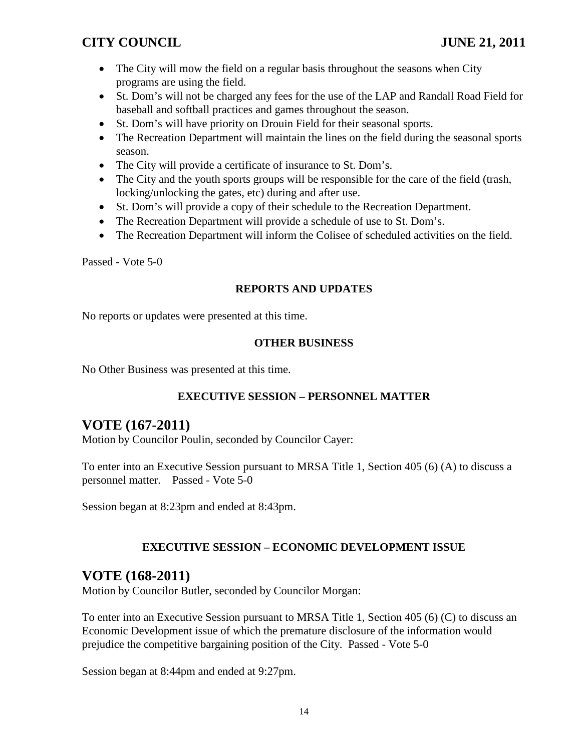- The City will mow the field on a regular basis throughout the seasons when City programs are using the field.
- St. Dom's will not be charged any fees for the use of the LAP and Randall Road Field for baseball and softball practices and games throughout the season.
- St. Dom's will have priority on Drouin Field for their seasonal sports.
- The Recreation Department will maintain the lines on the field during the seasonal sports season.
- The City will provide a certificate of insurance to St. Dom's.
- The City and the youth sports groups will be responsible for the care of the field (trash, locking/unlocking the gates, etc) during and after use.
- St. Dom's will provide a copy of their schedule to the Recreation Department.
- The Recreation Department will provide a schedule of use to St. Dom's.
- The Recreation Department will inform the Colisee of scheduled activities on the field.

Passed - Vote 5-0

**REPORTS AND UPDATES**

No reports or updates were presented at this time.

**OTHER BUSINESS**

No Other Business was presented at this time.

**EXECUTIVE SESSION – PERSONNEL MATTER**

## VOTE (167-2011)

Motion by Councilor Poulin, seconded by Councilor Cayer:

To enter into an Executive Session pursuant to MRSA Title 1, Section 405 (6) (A) to discuss a personnel matter. Passed - Vote 5-0

Session began at 8:23pm and ended at 8:43pm.

**EXECUTIVE SESSION – ECONOMIC DEVELOPMENT ISSUE**

## VOTE (168-2011)

Motion by Councilor Butler, seconded by Councilor Morgan:

To enter into an Executive Session pursuant to MRSA Title 1, Section 405 (6) (C) to discuss an Economic Development issue of which the premature disclosure of the information would prejudice the competitive bargaining position of the City. Passed - Vote 5-0

Session began at 8:44pm and ended at 9:27pm.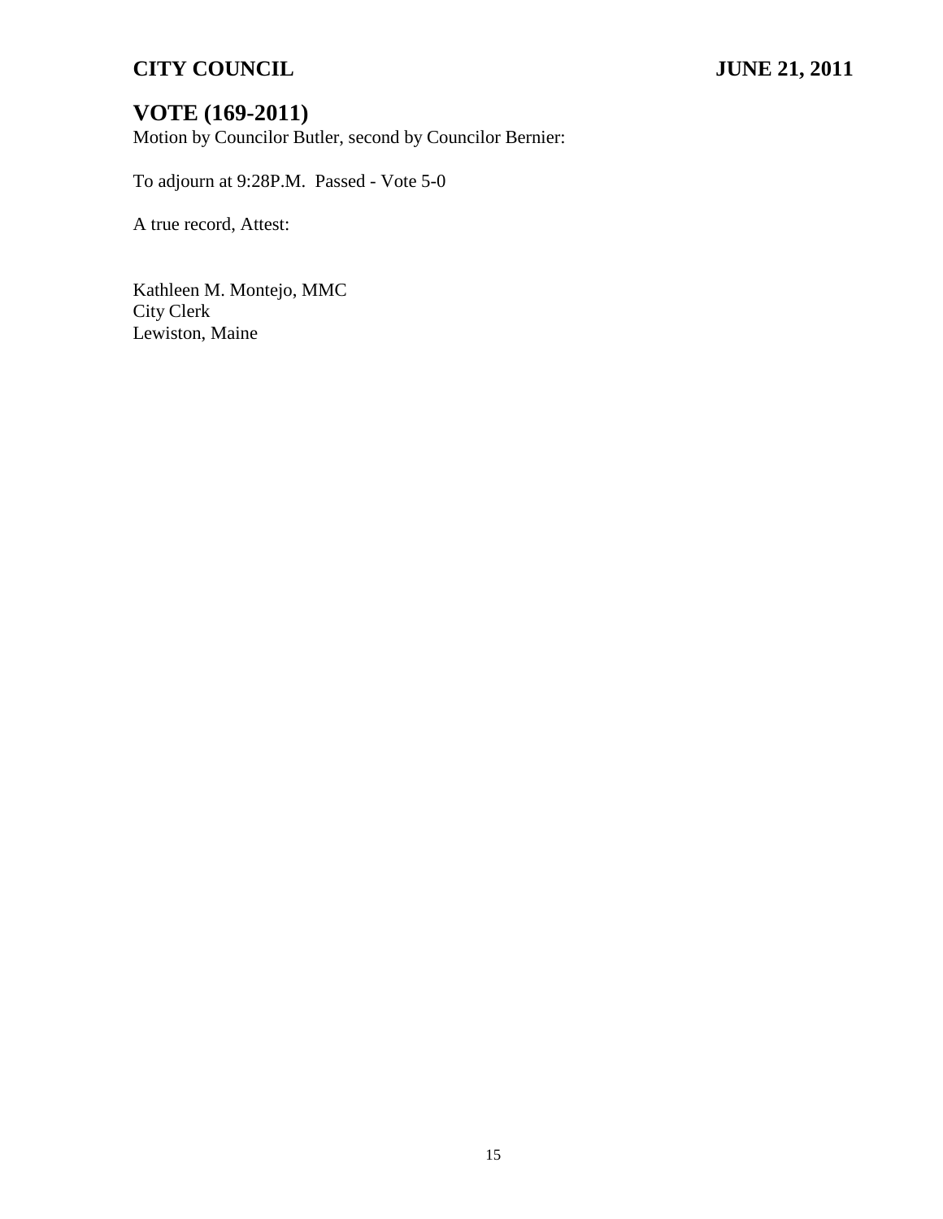## VOTE (169-2011)

Motion by Councilor Butler, second by Councilor Bernier:

To adjourn at 9:28P.M. Passed - Vote 5-0

A true record, Attest:

Kathleen M. Montejo, MMC
City Clerk
Lewiston, Maine